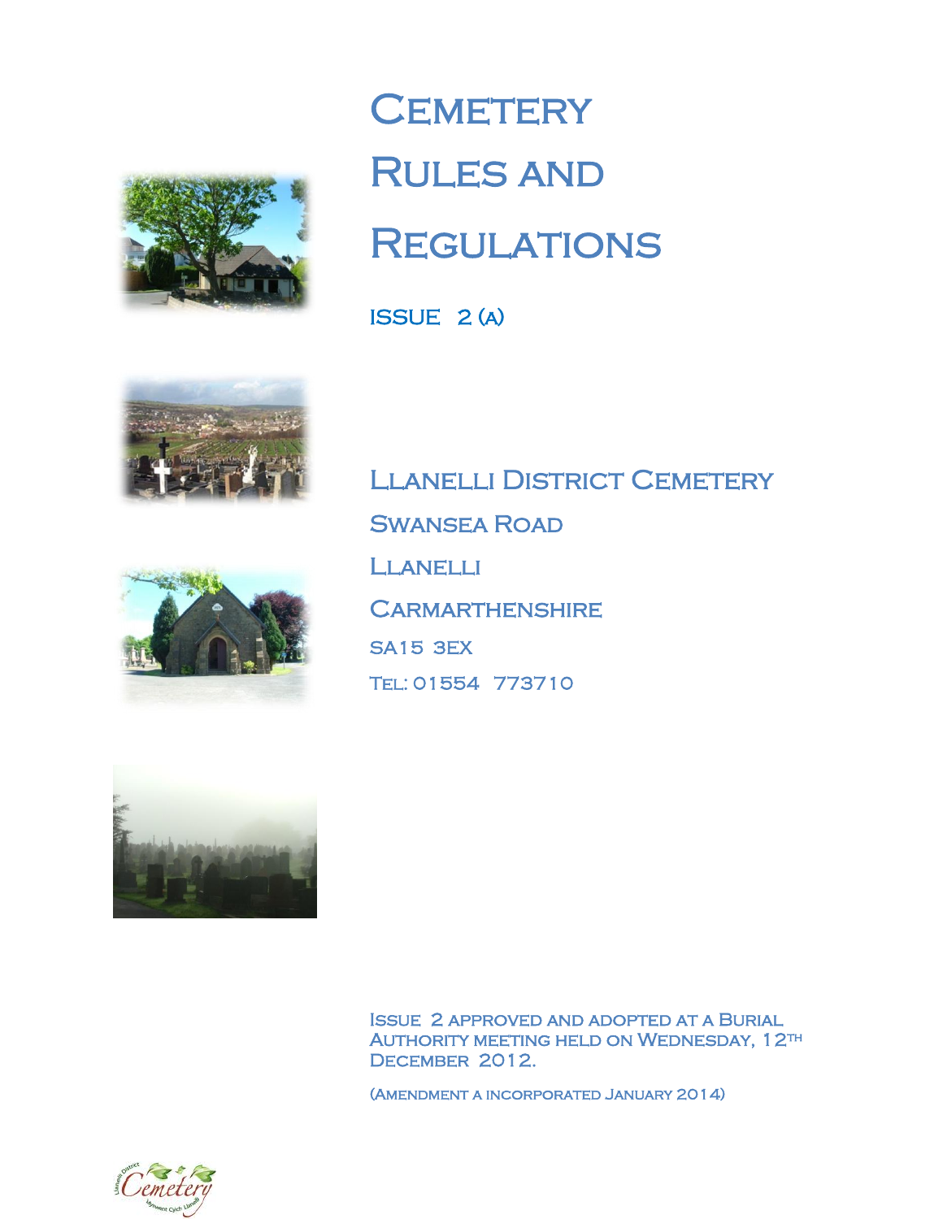# Cemetery Rules and Regulations

**Issue 2 (a)**

## Llanelli District Cemetery

Swansea Road

Llanelli

Carmarthenshire

SA15 3EX

Tel: 01554 773710

Issue 2 approved and adopted at a Burial Authority meeting held on Wednesday, 12th December 2012.

(Amendment A incorporated January 2014)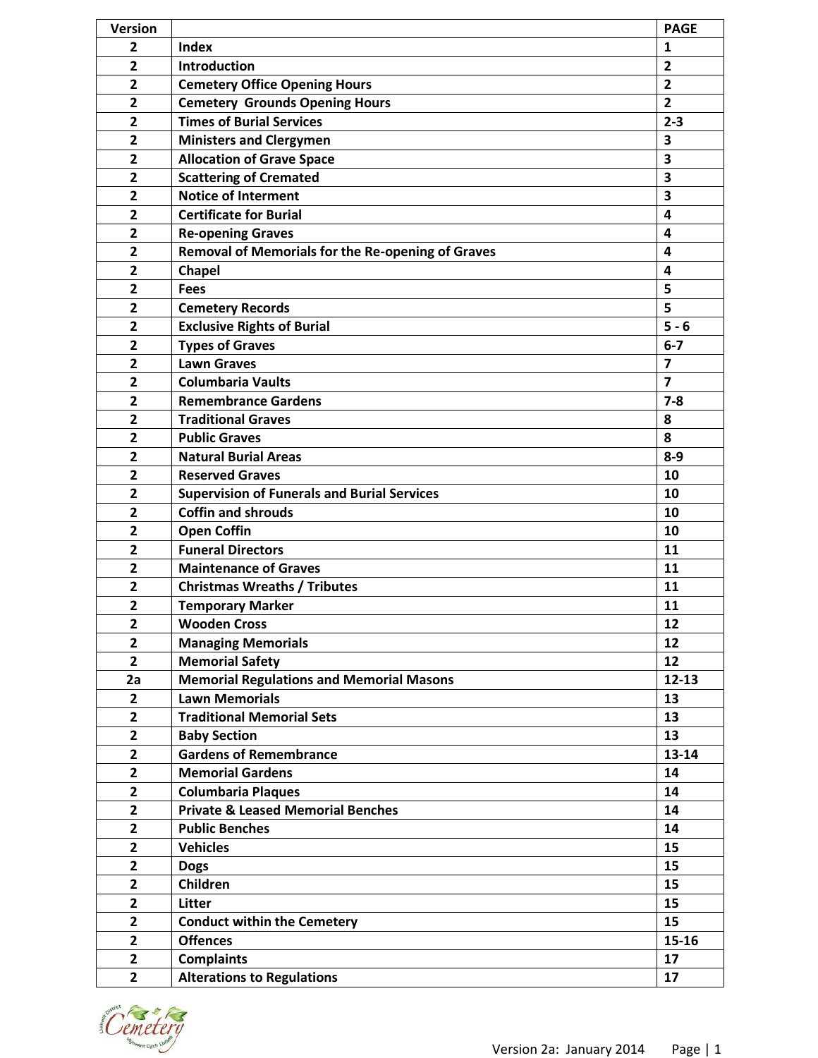| Version | | PAGE |
|---|---|---|
| 2 | Index | 1 |
| 2 | Introduction | 2 |
| 2 | Cemetery Office Opening Hours | 2 |
| 2 | Cemetery Grounds Opening Hours | 2 |
| 2 | Times of Burial Services | 2-3 |
| 2 | Ministers and Clergymen | 3 |
| 2 | Allocation of Grave Space | 3 |
| 2 | Scattering of Cremated | 3 |
| 2 | Notice of Interment | 3 |
| 2 | Certificate for Burial | 4 |
| 2 | Re-opening Graves | 4 |
| 2 | Removal of Memorials for the Re-opening of Graves | 4 |
| 2 | Chapel | 4 |
| 2 | Fees | 5 |
| 2 | Cemetery Records | 5 |
| 2 | Exclusive Rights of Burial | 5 - 6 |
| 2 | Types of Graves | 6-7 |
| 2 | Lawn Graves | 7 |
| 2 | Columbaria Vaults | 7 |
| 2 | Remembrance Gardens | 7-8 |
| 2 | Traditional Graves | 8 |
| 2 | Public Graves | 8 |
| 2 | Natural Burial Areas | 8-9 |
| 2 | Reserved Graves | 10 |
| 2 | Supervision of Funerals and Burial Services | 10 |
| 2 | Coffin and shrouds | 10 |
| 2 | Open Coffin | 10 |
| 2 | Funeral Directors | 11 |
| 2 | Maintenance of Graves | 11 |
| 2 | Christmas Wreaths / Tributes | 11 |
| 2 | Temporary Marker | 11 |
| 2 | Wooden Cross | 12 |
| 2 | Managing Memorials | 12 |
| 2 | Memorial Safety | 12 |
| 2a | Memorial Regulations and Memorial Masons | 12-13 |
| 2 | Lawn Memorials | 13 |
| 2 | Traditional Memorial Sets | 13 |
| 2 | Baby Section | 13 |
| 2 | Gardens of Remembrance | 13-14 |
| 2 | Memorial Gardens | 14 |
| 2 | Columbaria Plaques | 14 |
| 2 | Private & Leased Memorial Benches | 14 |
| 2 | Public Benches | 14 |
| 2 | Vehicles | 15 |
| 2 | Dogs | 15 |
| 2 | Children | 15 |
| 2 | Litter | 15 |
| 2 | Conduct within the Cemetery | 15 |
| 2 | Offences | 15-16 |
| 2 | Complaints | 17 |
| 2 | Alterations to Regulations | 17 |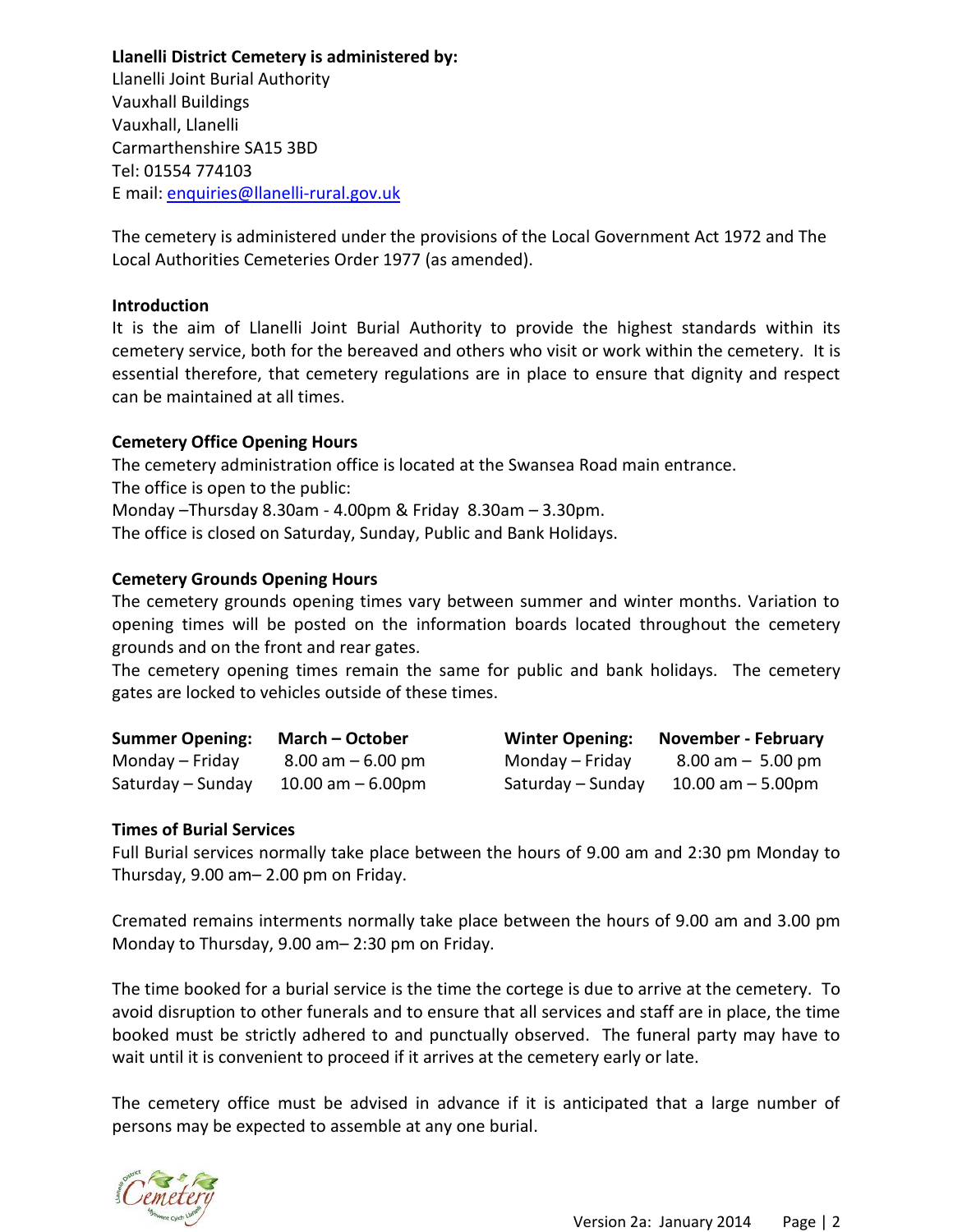**Llanelli District Cemetery is administered by:**
Llanelli Joint Burial Authority
Vauxhall Buildings
Vauxhall, Llanelli
Carmarthenshire SA15 3BD
Tel: 01554 774103
E mail: enquiries@llanelli-rural.gov.uk

The cemetery is administered under the provisions of the Local Government Act 1972 and The Local Authorities Cemeteries Order 1977 (as amended).

**Introduction**

It is the aim of Llanelli Joint Burial Authority to provide the highest standards within its cemetery service, both for the bereaved and others who visit or work within the cemetery. It is essential therefore, that cemetery regulations are in place to ensure that dignity and respect can be maintained at all times.

**Cemetery Office Opening Hours**

The cemetery administration office is located at the Swansea Road main entrance.
The office is open to the public:
Monday –Thursday 8.30am - 4.00pm & Friday 8.30am – 3.30pm.
The office is closed on Saturday, Sunday, Public and Bank Holidays.

**Cemetery Grounds Opening Hours**

The cemetery grounds opening times vary between summer and winter months. Variation to opening times will be posted on the information boards located throughout the cemetery grounds and on the front and rear gates.
The cemetery opening times remain the same for public and bank holidays. The cemetery gates are locked to vehicles outside of these times.

| **Summer Opening:** | **March – October** | **Winter Opening:** | **November - February** |
|---|---|---|---|
| Monday – Friday | 8.00 am – 6.00 pm | Monday – Friday | 8.00 am – 5.00 pm |
| Saturday – Sunday | 10.00 am – 6.00pm | Saturday – Sunday | 10.00 am – 5.00pm |

**Times of Burial Services**

Full Burial services normally take place between the hours of 9.00 am and 2:30 pm Monday to Thursday, 9.00 am– 2.00 pm on Friday.

Cremated remains interments normally take place between the hours of 9.00 am and 3.00 pm Monday to Thursday, 9.00 am– 2:30 pm on Friday.

The time booked for a burial service is the time the cortege is due to arrive at the cemetery. To avoid disruption to other funerals and to ensure that all services and staff are in place, the time booked must be strictly adhered to and punctually observed. The funeral party may have to wait until it is convenient to proceed if it arrives at the cemetery early or late.

The cemetery office must be advised in advance if it is anticipated that a large number of persons may be expected to assemble at any one burial.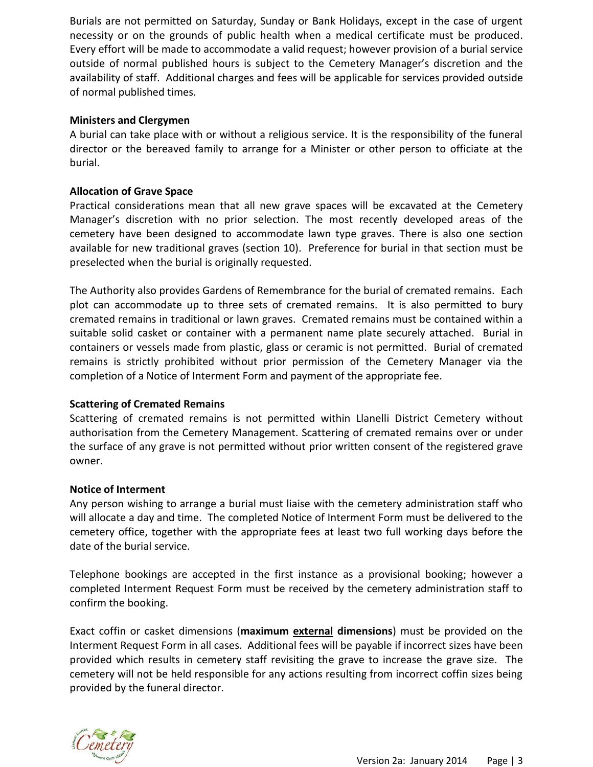Burials are not permitted on Saturday, Sunday or Bank Holidays, except in the case of urgent necessity or on the grounds of public health when a medical certificate must be produced. Every effort will be made to accommodate a valid request; however provision of a burial service outside of normal published hours is subject to the Cemetery Manager's discretion and the availability of staff. Additional charges and fees will be applicable for services provided outside of normal published times.

**Ministers and Clergymen**

A burial can take place with or without a religious service. It is the responsibility of the funeral director or the bereaved family to arrange for a Minister or other person to officiate at the burial.

**Allocation of Grave Space**

Practical considerations mean that all new grave spaces will be excavated at the Cemetery Manager's discretion with no prior selection. The most recently developed areas of the cemetery have been designed to accommodate lawn type graves. There is also one section available for new traditional graves (section 10). Preference for burial in that section must be preselected when the burial is originally requested.

The Authority also provides Gardens of Remembrance for the burial of cremated remains. Each plot can accommodate up to three sets of cremated remains. It is also permitted to bury cremated remains in traditional or lawn graves. Cremated remains must be contained within a suitable solid casket or container with a permanent name plate securely attached. Burial in containers or vessels made from plastic, glass or ceramic is not permitted. Burial of cremated remains is strictly prohibited without prior permission of the Cemetery Manager via the completion of a Notice of Interment Form and payment of the appropriate fee.

**Scattering of Cremated Remains**

Scattering of cremated remains is not permitted within Llanelli District Cemetery without authorisation from the Cemetery Management. Scattering of cremated remains over or under the surface of any grave is not permitted without prior written consent of the registered grave owner.

**Notice of Interment**

Any person wishing to arrange a burial must liaise with the cemetery administration staff who will allocate a day and time. The completed Notice of Interment Form must be delivered to the cemetery office, together with the appropriate fees at least two full working days before the date of the burial service.

Telephone bookings are accepted in the first instance as a provisional booking; however a completed Interment Request Form must be received by the cemetery administration staff to confirm the booking.

Exact coffin or casket dimensions (**maximum external dimensions**) must be provided on the Interment Request Form in all cases. Additional fees will be payable if incorrect sizes have been provided which results in cemetery staff revisiting the grave to increase the grave size. The cemetery will not be held responsible for any actions resulting from incorrect coffin sizes being provided by the funeral director.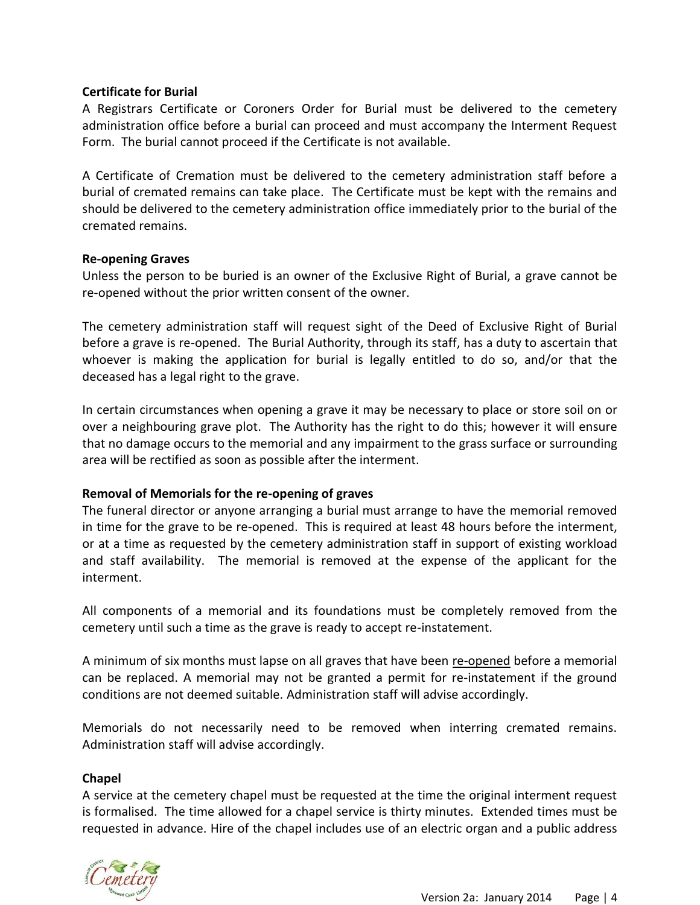**Certificate for Burial**

A Registrars Certificate or Coroners Order for Burial must be delivered to the cemetery administration office before a burial can proceed and must accompany the Interment Request Form. The burial cannot proceed if the Certificate is not available.

A Certificate of Cremation must be delivered to the cemetery administration staff before a burial of cremated remains can take place. The Certificate must be kept with the remains and should be delivered to the cemetery administration office immediately prior to the burial of the cremated remains.

**Re-opening Graves**

Unless the person to be buried is an owner of the Exclusive Right of Burial, a grave cannot be re-opened without the prior written consent of the owner.

The cemetery administration staff will request sight of the Deed of Exclusive Right of Burial before a grave is re-opened. The Burial Authority, through its staff, has a duty to ascertain that whoever is making the application for burial is legally entitled to do so, and/or that the deceased has a legal right to the grave.

In certain circumstances when opening a grave it may be necessary to place or store soil on or over a neighbouring grave plot. The Authority has the right to do this; however it will ensure that no damage occurs to the memorial and any impairment to the grass surface or surrounding area will be rectified as soon as possible after the interment.

**Removal of Memorials for the re-opening of graves**

The funeral director or anyone arranging a burial must arrange to have the memorial removed in time for the grave to be re-opened. This is required at least 48 hours before the interment, or at a time as requested by the cemetery administration staff in support of existing workload and staff availability. The memorial is removed at the expense of the applicant for the interment.

All components of a memorial and its foundations must be completely removed from the cemetery until such a time as the grave is ready to accept re-instatement.

A minimum of six months must lapse on all graves that have been re-opened before a memorial can be replaced. A memorial may not be granted a permit for re-instatement if the ground conditions are not deemed suitable. Administration staff will advise accordingly.

Memorials do not necessarily need to be removed when interring cremated remains. Administration staff will advise accordingly.

**Chapel**

A service at the cemetery chapel must be requested at the time the original interment request is formalised. The time allowed for a chapel service is thirty minutes. Extended times must be requested in advance. Hire of the chapel includes use of an electric organ and a public address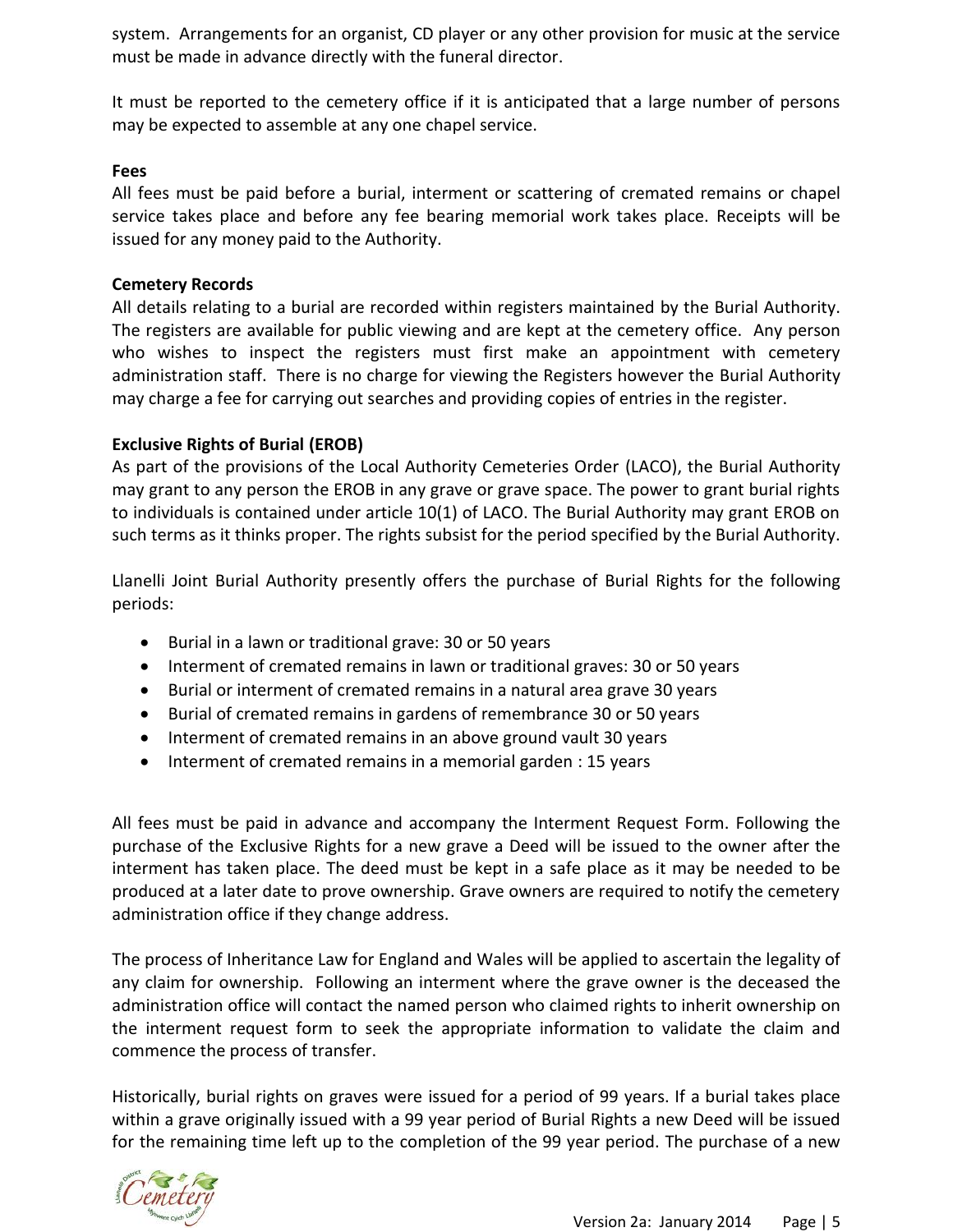system. Arrangements for an organist, CD player or any other provision for music at the service must be made in advance directly with the funeral director.

It must be reported to the cemetery office if it is anticipated that a large number of persons may be expected to assemble at any one chapel service.

**Fees**

All fees must be paid before a burial, interment or scattering of cremated remains or chapel service takes place and before any fee bearing memorial work takes place. Receipts will be issued for any money paid to the Authority.

**Cemetery Records**

All details relating to a burial are recorded within registers maintained by the Burial Authority. The registers are available for public viewing and are kept at the cemetery office. Any person who wishes to inspect the registers must first make an appointment with cemetery administration staff. There is no charge for viewing the Registers however the Burial Authority may charge a fee for carrying out searches and providing copies of entries in the register.

**Exclusive Rights of Burial (EROB)**

As part of the provisions of the Local Authority Cemeteries Order (LACO), the Burial Authority may grant to any person the EROB in any grave or grave space. The power to grant burial rights to individuals is contained under article 10(1) of LACO. The Burial Authority may grant EROB on such terms as it thinks proper. The rights subsist for the period specified by the Burial Authority.

Llanelli Joint Burial Authority presently offers the purchase of Burial Rights for the following periods:

- Burial in a lawn or traditional grave: 30 or 50 years
- Interment of cremated remains in lawn or traditional graves: 30 or 50 years
- Burial or interment of cremated remains in a natural area grave 30 years
- Burial of cremated remains in gardens of remembrance 30 or 50 years
- Interment of cremated remains in an above ground vault 30 years
- Interment of cremated remains in a memorial garden : 15 years

All fees must be paid in advance and accompany the Interment Request Form. Following the purchase of the Exclusive Rights for a new grave a Deed will be issued to the owner after the interment has taken place. The deed must be kept in a safe place as it may be needed to be produced at a later date to prove ownership. Grave owners are required to notify the cemetery administration office if they change address.

The process of Inheritance Law for England and Wales will be applied to ascertain the legality of any claim for ownership. Following an interment where the grave owner is the deceased the administration office will contact the named person who claimed rights to inherit ownership on the interment request form to seek the appropriate information to validate the claim and commence the process of transfer.

Historically, burial rights on graves were issued for a period of 99 years. If a burial takes place within a grave originally issued with a 99 year period of Burial Rights a new Deed will be issued for the remaining time left up to the completion of the 99 year period. The purchase of a new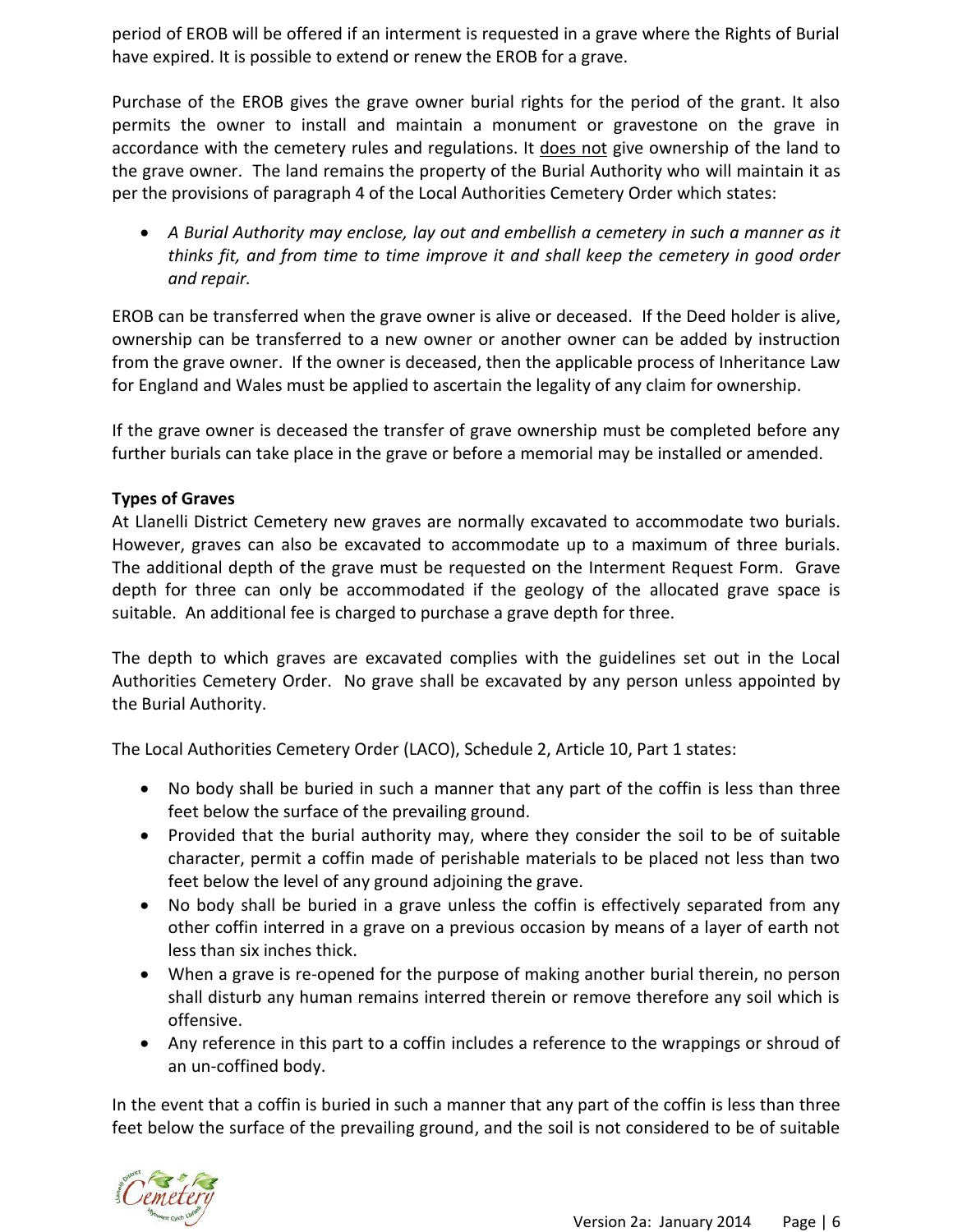period of EROB will be offered if an interment is requested in a grave where the Rights of Burial have expired. It is possible to extend or renew the EROB for a grave.

Purchase of the EROB gives the grave owner burial rights for the period of the grant. It also permits the owner to install and maintain a monument or gravestone on the grave in accordance with the cemetery rules and regulations. It does not give ownership of the land to the grave owner. The land remains the property of the Burial Authority who will maintain it as per the provisions of paragraph 4 of the Local Authorities Cemetery Order which states:

- *A Burial Authority may enclose, lay out and embellish a cemetery in such a manner as it thinks fit, and from time to time improve it and shall keep the cemetery in good order and repair.*

EROB can be transferred when the grave owner is alive or deceased. If the Deed holder is alive, ownership can be transferred to a new owner or another owner can be added by instruction from the grave owner. If the owner is deceased, then the applicable process of Inheritance Law for England and Wales must be applied to ascertain the legality of any claim for ownership.

If the grave owner is deceased the transfer of grave ownership must be completed before any further burials can take place in the grave or before a memorial may be installed or amended.

**Types of Graves**

At Llanelli District Cemetery new graves are normally excavated to accommodate two burials. However, graves can also be excavated to accommodate up to a maximum of three burials. The additional depth of the grave must be requested on the Interment Request Form. Grave depth for three can only be accommodated if the geology of the allocated grave space is suitable. An additional fee is charged to purchase a grave depth for three.

The depth to which graves are excavated complies with the guidelines set out in the Local Authorities Cemetery Order. No grave shall be excavated by any person unless appointed by the Burial Authority.

The Local Authorities Cemetery Order (LACO), Schedule 2, Article 10, Part 1 states:

- No body shall be buried in such a manner that any part of the coffin is less than three feet below the surface of the prevailing ground.
- Provided that the burial authority may, where they consider the soil to be of suitable character, permit a coffin made of perishable materials to be placed not less than two feet below the level of any ground adjoining the grave.
- No body shall be buried in a grave unless the coffin is effectively separated from any other coffin interred in a grave on a previous occasion by means of a layer of earth not less than six inches thick.
- When a grave is re-opened for the purpose of making another burial therein, no person shall disturb any human remains interred therein or remove therefore any soil which is offensive.
- Any reference in this part to a coffin includes a reference to the wrappings or shroud of an un-coffined body.

In the event that a coffin is buried in such a manner that any part of the coffin is less than three feet below the surface of the prevailing ground, and the soil is not considered to be of suitable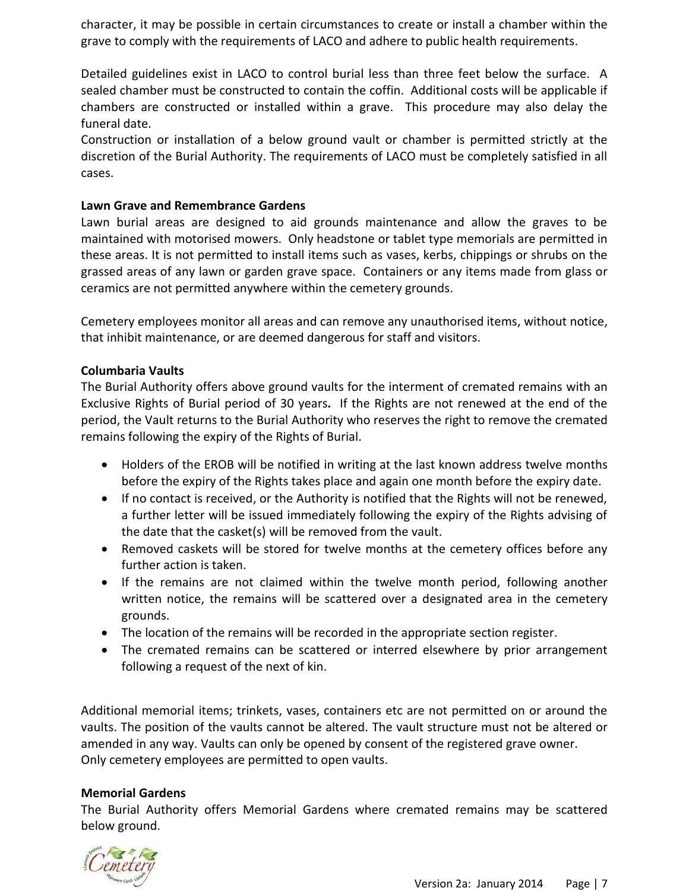character, it may be possible in certain circumstances to create or install a chamber within the grave to comply with the requirements of LACO and adhere to public health requirements.

Detailed guidelines exist in LACO to control burial less than three feet below the surface. A sealed chamber must be constructed to contain the coffin. Additional costs will be applicable if chambers are constructed or installed within a grave. This procedure may also delay the funeral date.
Construction or installation of a below ground vault or chamber is permitted strictly at the discretion of the Burial Authority. The requirements of LACO must be completely satisfied in all cases.

**Lawn Grave and Remembrance Gardens**
Lawn burial areas are designed to aid grounds maintenance and allow the graves to be maintained with motorised mowers. Only headstone or tablet type memorials are permitted in these areas. It is not permitted to install items such as vases, kerbs, chippings or shrubs on the grassed areas of any lawn or garden grave space. Containers or any items made from glass or ceramics are not permitted anywhere within the cemetery grounds.

Cemetery employees monitor all areas and can remove any unauthorised items, without notice, that inhibit maintenance, or are deemed dangerous for staff and visitors.

**Columbaria Vaults**
The Burial Authority offers above ground vaults for the interment of cremated remains with an Exclusive Rights of Burial period of 30 years**.** If the Rights are not renewed at the end of the period, the Vault returns to the Burial Authority who reserves the right to remove the cremated remains following the expiry of the Rights of Burial.

- Holders of the EROB will be notified in writing at the last known address twelve months before the expiry of the Rights takes place and again one month before the expiry date.
- If no contact is received, or the Authority is notified that the Rights will not be renewed, a further letter will be issued immediately following the expiry of the Rights advising of the date that the casket(s) will be removed from the vault.
- Removed caskets will be stored for twelve months at the cemetery offices before any further action is taken.
- If the remains are not claimed within the twelve month period, following another written notice, the remains will be scattered over a designated area in the cemetery grounds.
- The location of the remains will be recorded in the appropriate section register.
- The cremated remains can be scattered or interred elsewhere by prior arrangement following a request of the next of kin.

Additional memorial items; trinkets, vases, containers etc are not permitted on or around the vaults. The position of the vaults cannot be altered. The vault structure must not be altered or amended in any way. Vaults can only be opened by consent of the registered grave owner.
Only cemetery employees are permitted to open vaults.

**Memorial Gardens**
The Burial Authority offers Memorial Gardens where cremated remains may be scattered below ground.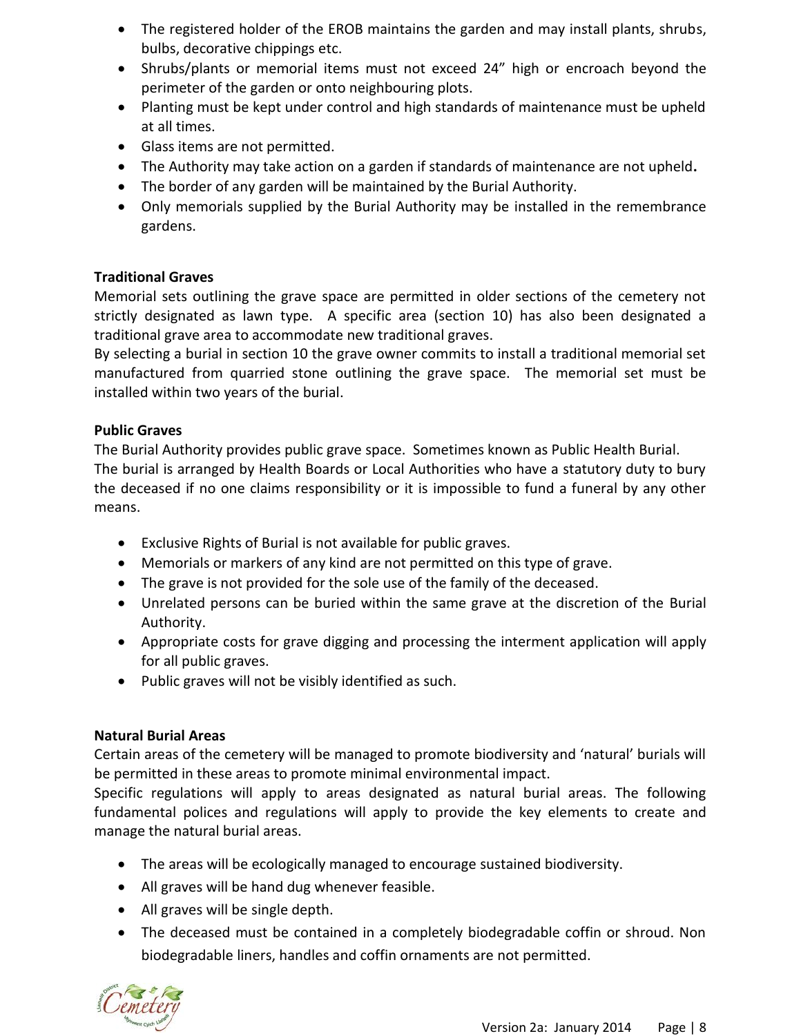- The registered holder of the EROB maintains the garden and may install plants, shrubs, bulbs, decorative chippings etc.
- Shrubs/plants or memorial items must not exceed 24" high or encroach beyond the perimeter of the garden or onto neighbouring plots.
- Planting must be kept under control and high standards of maintenance must be upheld at all times.
- Glass items are not permitted.
- The Authority may take action on a garden if standards of maintenance are not upheld**.**
- The border of any garden will be maintained by the Burial Authority.
- Only memorials supplied by the Burial Authority may be installed in the remembrance gardens.

**Traditional Graves**

Memorial sets outlining the grave space are permitted in older sections of the cemetery not strictly designated as lawn type. A specific area (section 10) has also been designated a traditional grave area to accommodate new traditional graves.

By selecting a burial in section 10 the grave owner commits to install a traditional memorial set manufactured from quarried stone outlining the grave space. The memorial set must be installed within two years of the burial.

**Public Graves**

The Burial Authority provides public grave space. Sometimes known as Public Health Burial.

The burial is arranged by Health Boards or Local Authorities who have a statutory duty to bury the deceased if no one claims responsibility or it is impossible to fund a funeral by any other means.

- Exclusive Rights of Burial is not available for public graves.
- Memorials or markers of any kind are not permitted on this type of grave.
- The grave is not provided for the sole use of the family of the deceased.
- Unrelated persons can be buried within the same grave at the discretion of the Burial Authority.
- Appropriate costs for grave digging and processing the interment application will apply for all public graves.
- Public graves will not be visibly identified as such.

**Natural Burial Areas**

Certain areas of the cemetery will be managed to promote biodiversity and 'natural' burials will be permitted in these areas to promote minimal environmental impact.

Specific regulations will apply to areas designated as natural burial areas. The following fundamental polices and regulations will apply to provide the key elements to create and manage the natural burial areas.

- The areas will be ecologically managed to encourage sustained biodiversity.
- All graves will be hand dug whenever feasible.
- All graves will be single depth.
- The deceased must be contained in a completely biodegradable coffin or shroud. Non biodegradable liners, handles and coffin ornaments are not permitted.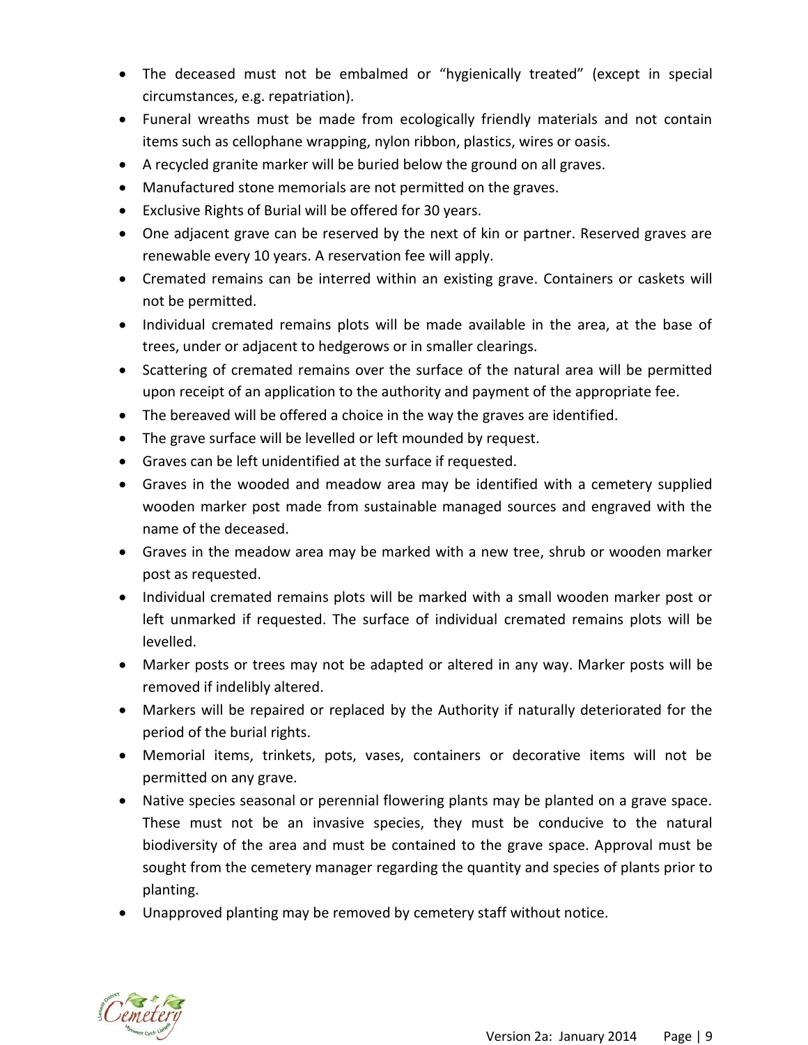- The deceased must not be embalmed or "hygienically treated" (except in special circumstances, e.g. repatriation).
- Funeral wreaths must be made from ecologically friendly materials and not contain items such as cellophane wrapping, nylon ribbon, plastics, wires or oasis.
- A recycled granite marker will be buried below the ground on all graves.
- Manufactured stone memorials are not permitted on the graves.
- Exclusive Rights of Burial will be offered for 30 years.
- One adjacent grave can be reserved by the next of kin or partner. Reserved graves are renewable every 10 years. A reservation fee will apply.
- Cremated remains can be interred within an existing grave. Containers or caskets will not be permitted.
- Individual cremated remains plots will be made available in the area, at the base of trees, under or adjacent to hedgerows or in smaller clearings.
- Scattering of cremated remains over the surface of the natural area will be permitted upon receipt of an application to the authority and payment of the appropriate fee.
- The bereaved will be offered a choice in the way the graves are identified.
- The grave surface will be levelled or left mounded by request.
- Graves can be left unidentified at the surface if requested.
- Graves in the wooded and meadow area may be identified with a cemetery supplied wooden marker post made from sustainable managed sources and engraved with the name of the deceased.
- Graves in the meadow area may be marked with a new tree, shrub or wooden marker post as requested.
- Individual cremated remains plots will be marked with a small wooden marker post or left unmarked if requested. The surface of individual cremated remains plots will be levelled.
- Marker posts or trees may not be adapted or altered in any way. Marker posts will be removed if indelibly altered.
- Markers will be repaired or replaced by the Authority if naturally deteriorated for the period of the burial rights.
- Memorial items, trinkets, pots, vases, containers or decorative items will not be permitted on any grave.
- Native species seasonal or perennial flowering plants may be planted on a grave space. These must not be an invasive species, they must be conducive to the natural biodiversity of the area and must be contained to the grave space. Approval must be sought from the cemetery manager regarding the quantity and species of plants prior to planting.
- Unapproved planting may be removed by cemetery staff without notice.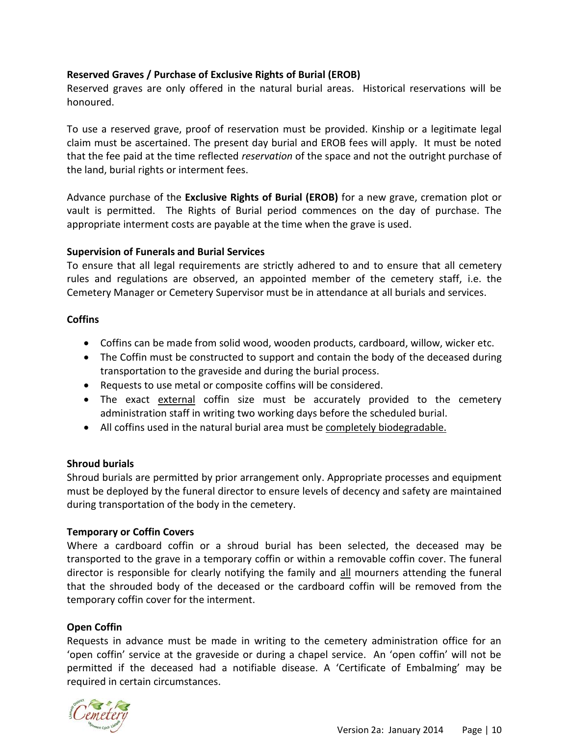**Reserved Graves / Purchase of Exclusive Rights of Burial (EROB)**

Reserved graves are only offered in the natural burial areas. Historical reservations will be honoured.

To use a reserved grave, proof of reservation must be provided. Kinship or a legitimate legal claim must be ascertained. The present day burial and EROB fees will apply. It must be noted that the fee paid at the time reflected *reservation* of the space and not the outright purchase of the land, burial rights or interment fees.

Advance purchase of the **Exclusive Rights of Burial (EROB)** for a new grave, cremation plot or vault is permitted. The Rights of Burial period commences on the day of purchase. The appropriate interment costs are payable at the time when the grave is used.

**Supervision of Funerals and Burial Services**

To ensure that all legal requirements are strictly adhered to and to ensure that all cemetery rules and regulations are observed, an appointed member of the cemetery staff, i.e. the Cemetery Manager or Cemetery Supervisor must be in attendance at all burials and services.

**Coffins**

- Coffins can be made from solid wood, wooden products, cardboard, willow, wicker etc.
- The Coffin must be constructed to support and contain the body of the deceased during transportation to the graveside and during the burial process.
- Requests to use metal or composite coffins will be considered.
- The exact external coffin size must be accurately provided to the cemetery administration staff in writing two working days before the scheduled burial.
- All coffins used in the natural burial area must be completely biodegradable.

**Shroud burials**

Shroud burials are permitted by prior arrangement only. Appropriate processes and equipment must be deployed by the funeral director to ensure levels of decency and safety are maintained during transportation of the body in the cemetery.

**Temporary or Coffin Covers**

Where a cardboard coffin or a shroud burial has been selected, the deceased may be transported to the grave in a temporary coffin or within a removable coffin cover. The funeral director is responsible for clearly notifying the family and all mourners attending the funeral that the shrouded body of the deceased or the cardboard coffin will be removed from the temporary coffin cover for the interment.

**Open Coffin**

Requests in advance must be made in writing to the cemetery administration office for an 'open coffin' service at the graveside or during a chapel service. An 'open coffin' will not be permitted if the deceased had a notifiable disease. A 'Certificate of Embalming' may be required in certain circumstances.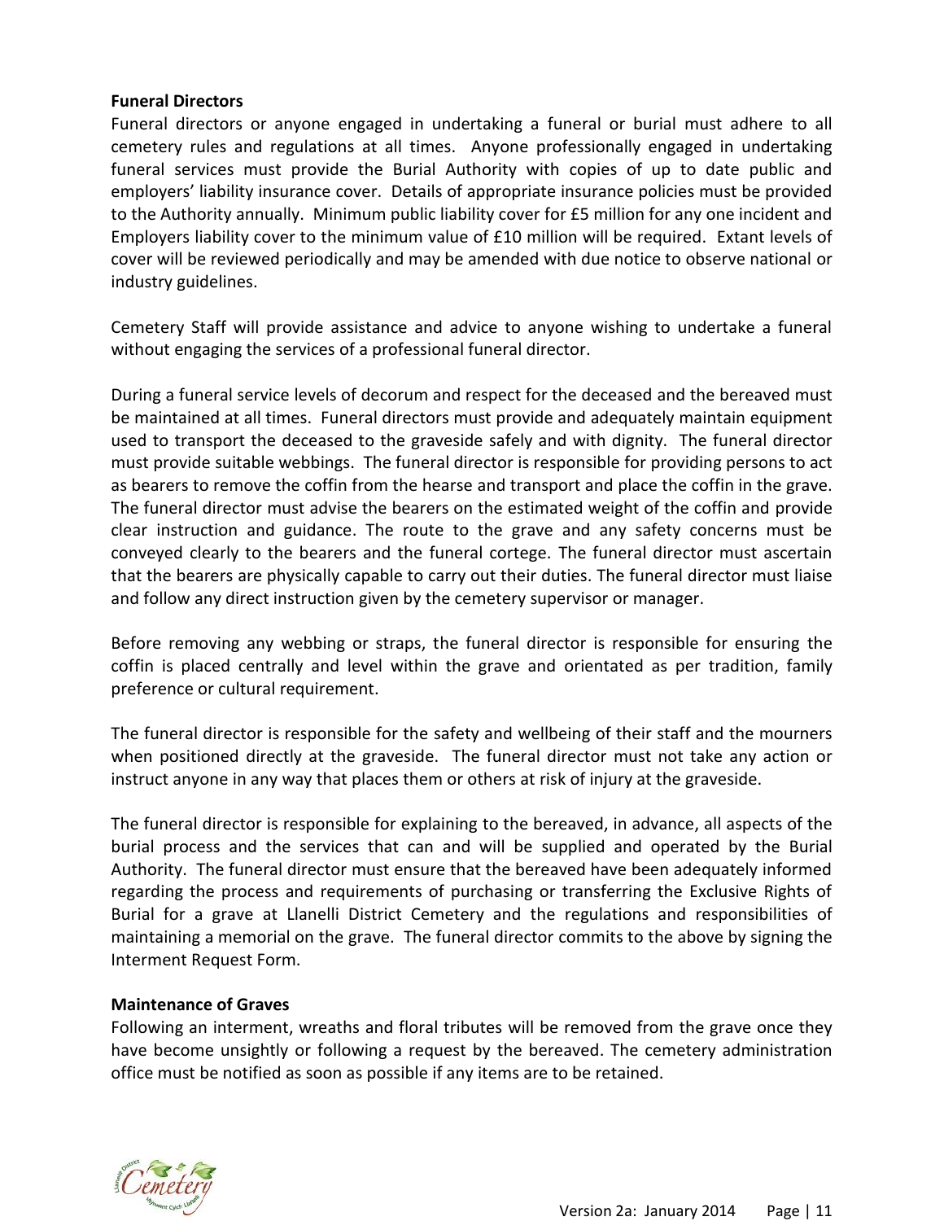**Funeral Directors**

Funeral directors or anyone engaged in undertaking a funeral or burial must adhere to all cemetery rules and regulations at all times. Anyone professionally engaged in undertaking funeral services must provide the Burial Authority with copies of up to date public and employers' liability insurance cover. Details of appropriate insurance policies must be provided to the Authority annually. Minimum public liability cover for £5 million for any one incident and Employers liability cover to the minimum value of £10 million will be required. Extant levels of cover will be reviewed periodically and may be amended with due notice to observe national or industry guidelines.

Cemetery Staff will provide assistance and advice to anyone wishing to undertake a funeral without engaging the services of a professional funeral director.

During a funeral service levels of decorum and respect for the deceased and the bereaved must be maintained at all times. Funeral directors must provide and adequately maintain equipment used to transport the deceased to the graveside safely and with dignity. The funeral director must provide suitable webbings. The funeral director is responsible for providing persons to act as bearers to remove the coffin from the hearse and transport and place the coffin in the grave. The funeral director must advise the bearers on the estimated weight of the coffin and provide clear instruction and guidance. The route to the grave and any safety concerns must be conveyed clearly to the bearers and the funeral cortege. The funeral director must ascertain that the bearers are physically capable to carry out their duties. The funeral director must liaise and follow any direct instruction given by the cemetery supervisor or manager.

Before removing any webbing or straps, the funeral director is responsible for ensuring the coffin is placed centrally and level within the grave and orientated as per tradition, family preference or cultural requirement.

The funeral director is responsible for the safety and wellbeing of their staff and the mourners when positioned directly at the graveside. The funeral director must not take any action or instruct anyone in any way that places them or others at risk of injury at the graveside.

The funeral director is responsible for explaining to the bereaved, in advance, all aspects of the burial process and the services that can and will be supplied and operated by the Burial Authority. The funeral director must ensure that the bereaved have been adequately informed regarding the process and requirements of purchasing or transferring the Exclusive Rights of Burial for a grave at Llanelli District Cemetery and the regulations and responsibilities of maintaining a memorial on the grave. The funeral director commits to the above by signing the Interment Request Form.

**Maintenance of Graves**

Following an interment, wreaths and floral tributes will be removed from the grave once they have become unsightly or following a request by the bereaved. The cemetery administration office must be notified as soon as possible if any items are to be retained.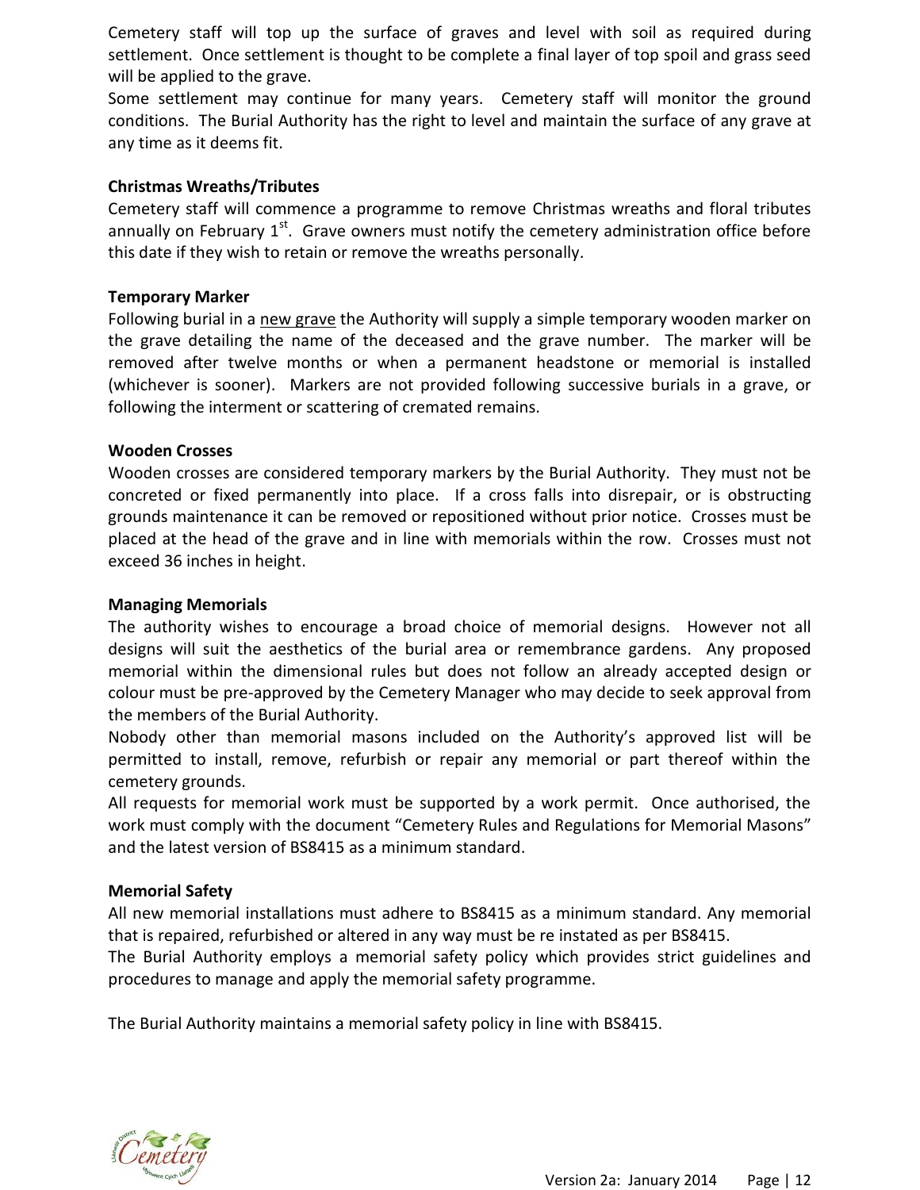Cemetery staff will top up the surface of graves and level with soil as required during settlement. Once settlement is thought to be complete a final layer of top spoil and grass seed will be applied to the grave.

Some settlement may continue for many years. Cemetery staff will monitor the ground conditions. The Burial Authority has the right to level and maintain the surface of any grave at any time as it deems fit.

**Christmas Wreaths/Tributes**

Cemetery staff will commence a programme to remove Christmas wreaths and floral tributes annually on February 1st. Grave owners must notify the cemetery administration office before this date if they wish to retain or remove the wreaths personally.

**Temporary Marker**

Following burial in a new grave the Authority will supply a simple temporary wooden marker on the grave detailing the name of the deceased and the grave number. The marker will be removed after twelve months or when a permanent headstone or memorial is installed (whichever is sooner). Markers are not provided following successive burials in a grave, or following the interment or scattering of cremated remains.

**Wooden Crosses**

Wooden crosses are considered temporary markers by the Burial Authority. They must not be concreted or fixed permanently into place. If a cross falls into disrepair, or is obstructing grounds maintenance it can be removed or repositioned without prior notice. Crosses must be placed at the head of the grave and in line with memorials within the row. Crosses must not exceed 36 inches in height.

**Managing Memorials**

The authority wishes to encourage a broad choice of memorial designs. However not all designs will suit the aesthetics of the burial area or remembrance gardens. Any proposed memorial within the dimensional rules but does not follow an already accepted design or colour must be pre-approved by the Cemetery Manager who may decide to seek approval from the members of the Burial Authority.

Nobody other than memorial masons included on the Authority's approved list will be permitted to install, remove, refurbish or repair any memorial or part thereof within the cemetery grounds.

All requests for memorial work must be supported by a work permit. Once authorised, the work must comply with the document "Cemetery Rules and Regulations for Memorial Masons" and the latest version of BS8415 as a minimum standard.

**Memorial Safety**

All new memorial installations must adhere to BS8415 as a minimum standard. Any memorial that is repaired, refurbished or altered in any way must be re instated as per BS8415.

The Burial Authority employs a memorial safety policy which provides strict guidelines and procedures to manage and apply the memorial safety programme.

The Burial Authority maintains a memorial safety policy in line with BS8415.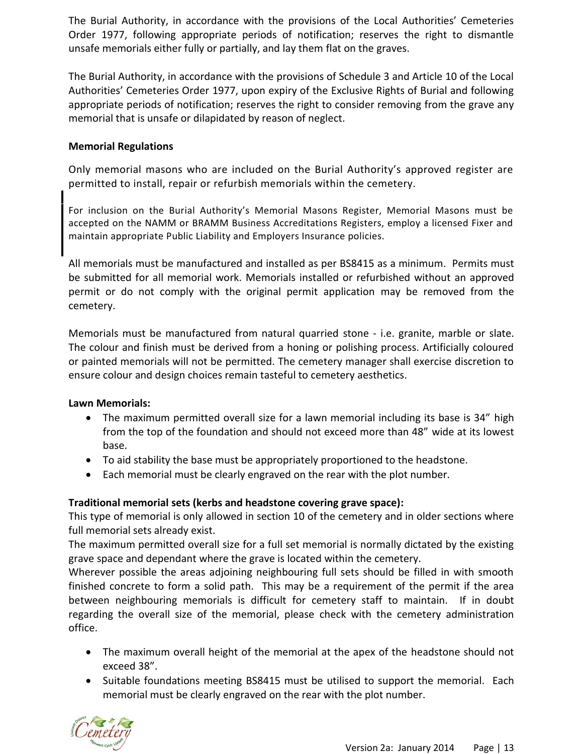The Burial Authority, in accordance with the provisions of the Local Authorities' Cemeteries Order 1977, following appropriate periods of notification; reserves the right to dismantle unsafe memorials either fully or partially, and lay them flat on the graves.

The Burial Authority, in accordance with the provisions of Schedule 3 and Article 10 of the Local Authorities' Cemeteries Order 1977, upon expiry of the Exclusive Rights of Burial and following appropriate periods of notification; reserves the right to consider removing from the grave any memorial that is unsafe or dilapidated by reason of neglect.

**Memorial Regulations**

Only memorial masons who are included on the Burial Authority's approved register are permitted to install, repair or refurbish memorials within the cemetery.

For inclusion on the Burial Authority's Memorial Masons Register, Memorial Masons must be accepted on the NAMM or BRAMM Business Accreditations Registers, employ a licensed Fixer and maintain appropriate Public Liability and Employers Insurance policies.

All memorials must be manufactured and installed as per BS8415 as a minimum. Permits must be submitted for all memorial work. Memorials installed or refurbished without an approved permit or do not comply with the original permit application may be removed from the cemetery.

Memorials must be manufactured from natural quarried stone - i.e. granite, marble or slate. The colour and finish must be derived from a honing or polishing process. Artificially coloured or painted memorials will not be permitted. The cemetery manager shall exercise discretion to ensure colour and design choices remain tasteful to cemetery aesthetics.

**Lawn Memorials:**

- The maximum permitted overall size for a lawn memorial including its base is 34" high from the top of the foundation and should not exceed more than 48" wide at its lowest base.
- To aid stability the base must be appropriately proportioned to the headstone.
- Each memorial must be clearly engraved on the rear with the plot number.

**Traditional memorial sets (kerbs and headstone covering grave space):**

This type of memorial is only allowed in section 10 of the cemetery and in older sections where full memorial sets already exist.

The maximum permitted overall size for a full set memorial is normally dictated by the existing grave space and dependant where the grave is located within the cemetery.

Wherever possible the areas adjoining neighbouring full sets should be filled in with smooth finished concrete to form a solid path. This may be a requirement of the permit if the area between neighbouring memorials is difficult for cemetery staff to maintain. If in doubt regarding the overall size of the memorial, please check with the cemetery administration office.

- The maximum overall height of the memorial at the apex of the headstone should not exceed 38".
- Suitable foundations meeting BS8415 must be utilised to support the memorial. Each memorial must be clearly engraved on the rear with the plot number.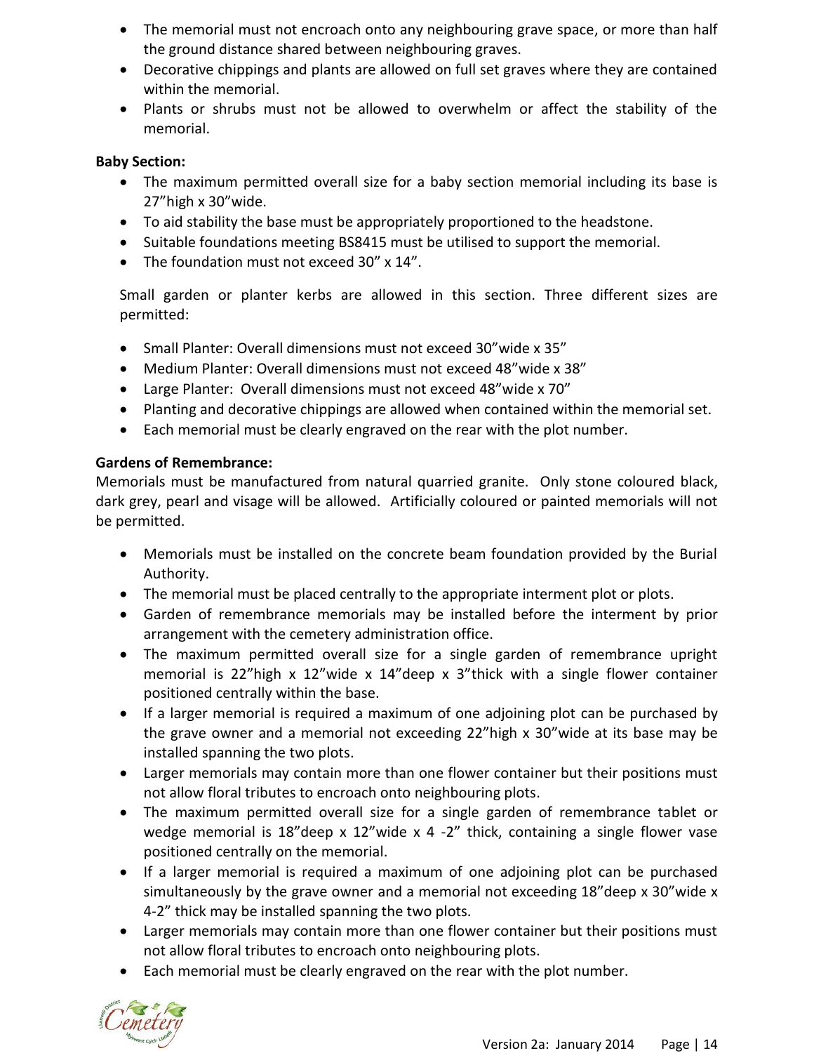- The memorial must not encroach onto any neighbouring grave space, or more than half the ground distance shared between neighbouring graves.
- Decorative chippings and plants are allowed on full set graves where they are contained within the memorial.
- Plants or shrubs must not be allowed to overwhelm or affect the stability of the memorial.

**Baby Section:**

- The maximum permitted overall size for a baby section memorial including its base is 27"high x 30"wide.
- To aid stability the base must be appropriately proportioned to the headstone.
- Suitable foundations meeting BS8415 must be utilised to support the memorial.
- The foundation must not exceed 30" x 14".

Small garden or planter kerbs are allowed in this section. Three different sizes are permitted:

- Small Planter: Overall dimensions must not exceed 30"wide x 35"
- Medium Planter: Overall dimensions must not exceed 48"wide x 38"
- Large Planter: Overall dimensions must not exceed 48"wide x 70"
- Planting and decorative chippings are allowed when contained within the memorial set.
- Each memorial must be clearly engraved on the rear with the plot number.

**Gardens of Remembrance:**

Memorials must be manufactured from natural quarried granite. Only stone coloured black, dark grey, pearl and visage will be allowed. Artificially coloured or painted memorials will not be permitted.

- Memorials must be installed on the concrete beam foundation provided by the Burial Authority.
- The memorial must be placed centrally to the appropriate interment plot or plots.
- Garden of remembrance memorials may be installed before the interment by prior arrangement with the cemetery administration office.
- The maximum permitted overall size for a single garden of remembrance upright memorial is 22"high x 12"wide x 14"deep x 3"thick with a single flower container positioned centrally within the base.
- If a larger memorial is required a maximum of one adjoining plot can be purchased by the grave owner and a memorial not exceeding 22"high x 30"wide at its base may be installed spanning the two plots.
- Larger memorials may contain more than one flower container but their positions must not allow floral tributes to encroach onto neighbouring plots.
- The maximum permitted overall size for a single garden of remembrance tablet or wedge memorial is 18"deep x 12"wide x 4 -2" thick, containing a single flower vase positioned centrally on the memorial.
- If a larger memorial is required a maximum of one adjoining plot can be purchased simultaneously by the grave owner and a memorial not exceeding 18"deep x 30"wide x 4-2" thick may be installed spanning the two plots.
- Larger memorials may contain more than one flower container but their positions must not allow floral tributes to encroach onto neighbouring plots.
- Each memorial must be clearly engraved on the rear with the plot number.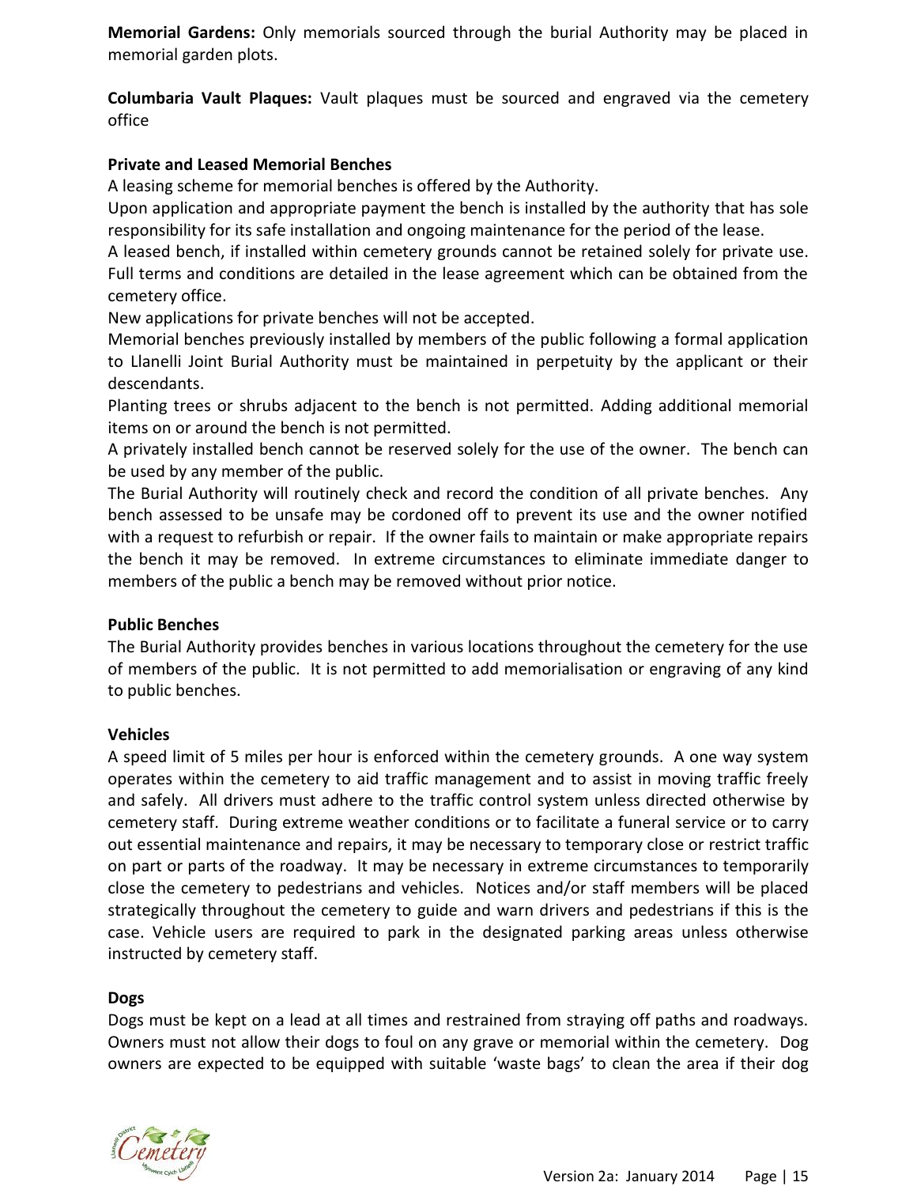**Memorial Gardens:** Only memorials sourced through the burial Authority may be placed in memorial garden plots.

**Columbaria Vault Plaques:** Vault plaques must be sourced and engraved via the cemetery office

**Private and Leased Memorial Benches**

A leasing scheme for memorial benches is offered by the Authority.

Upon application and appropriate payment the bench is installed by the authority that has sole responsibility for its safe installation and ongoing maintenance for the period of the lease.

A leased bench, if installed within cemetery grounds cannot be retained solely for private use. Full terms and conditions are detailed in the lease agreement which can be obtained from the cemetery office.

New applications for private benches will not be accepted.

Memorial benches previously installed by members of the public following a formal application to Llanelli Joint Burial Authority must be maintained in perpetuity by the applicant or their descendants.

Planting trees or shrubs adjacent to the bench is not permitted. Adding additional memorial items on or around the bench is not permitted.

A privately installed bench cannot be reserved solely for the use of the owner. The bench can be used by any member of the public.

The Burial Authority will routinely check and record the condition of all private benches. Any bench assessed to be unsafe may be cordoned off to prevent its use and the owner notified with a request to refurbish or repair. If the owner fails to maintain or make appropriate repairs the bench it may be removed. In extreme circumstances to eliminate immediate danger to members of the public a bench may be removed without prior notice.

**Public Benches**

The Burial Authority provides benches in various locations throughout the cemetery for the use of members of the public. It is not permitted to add memorialisation or engraving of any kind to public benches.

**Vehicles**

A speed limit of 5 miles per hour is enforced within the cemetery grounds. A one way system operates within the cemetery to aid traffic management and to assist in moving traffic freely and safely. All drivers must adhere to the traffic control system unless directed otherwise by cemetery staff. During extreme weather conditions or to facilitate a funeral service or to carry out essential maintenance and repairs, it may be necessary to temporary close or restrict traffic on part or parts of the roadway. It may be necessary in extreme circumstances to temporarily close the cemetery to pedestrians and vehicles. Notices and/or staff members will be placed strategically throughout the cemetery to guide and warn drivers and pedestrians if this is the case. Vehicle users are required to park in the designated parking areas unless otherwise instructed by cemetery staff.

**Dogs**

Dogs must be kept on a lead at all times and restrained from straying off paths and roadways. Owners must not allow their dogs to foul on any grave or memorial within the cemetery. Dog owners are expected to be equipped with suitable 'waste bags' to clean the area if their dog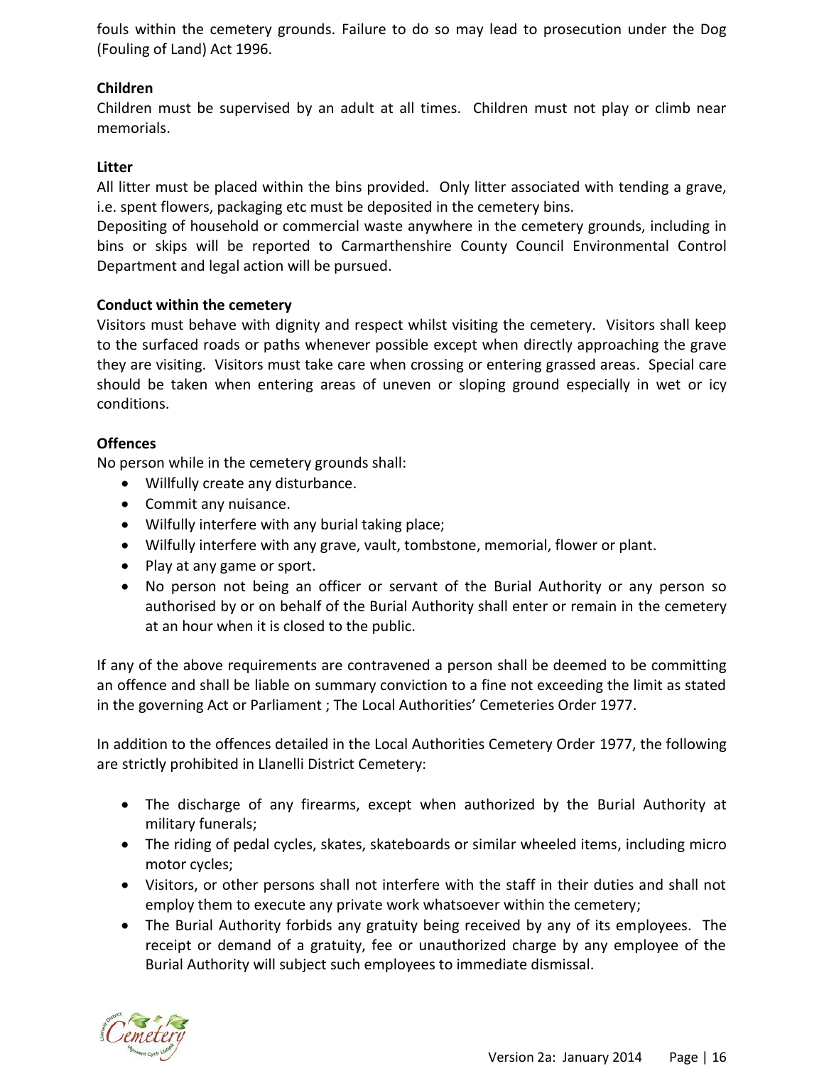fouls within the cemetery grounds. Failure to do so may lead to prosecution under the Dog (Fouling of Land) Act 1996.

**Children**

Children must be supervised by an adult at all times. Children must not play or climb near memorials.

**Litter**

All litter must be placed within the bins provided. Only litter associated with tending a grave, i.e. spent flowers, packaging etc must be deposited in the cemetery bins.

Depositing of household or commercial waste anywhere in the cemetery grounds, including in bins or skips will be reported to Carmarthenshire County Council Environmental Control Department and legal action will be pursued.

**Conduct within the cemetery**

Visitors must behave with dignity and respect whilst visiting the cemetery. Visitors shall keep to the surfaced roads or paths whenever possible except when directly approaching the grave they are visiting. Visitors must take care when crossing or entering grassed areas. Special care should be taken when entering areas of uneven or sloping ground especially in wet or icy conditions.

**Offences**

No person while in the cemetery grounds shall:

- Willfully create any disturbance.
- Commit any nuisance.
- Wilfully interfere with any burial taking place;
- Wilfully interfere with any grave, vault, tombstone, memorial, flower or plant.
- Play at any game or sport.
- No person not being an officer or servant of the Burial Authority or any person so authorised by or on behalf of the Burial Authority shall enter or remain in the cemetery at an hour when it is closed to the public.

If any of the above requirements are contravened a person shall be deemed to be committing an offence and shall be liable on summary conviction to a fine not exceeding the limit as stated in the governing Act or Parliament ; The Local Authorities' Cemeteries Order 1977.

In addition to the offences detailed in the Local Authorities Cemetery Order 1977, the following are strictly prohibited in Llanelli District Cemetery:

- The discharge of any firearms, except when authorized by the Burial Authority at military funerals;
- The riding of pedal cycles, skates, skateboards or similar wheeled items, including micro motor cycles;
- Visitors, or other persons shall not interfere with the staff in their duties and shall not employ them to execute any private work whatsoever within the cemetery;
- The Burial Authority forbids any gratuity being received by any of its employees. The receipt or demand of a gratuity, fee or unauthorized charge by any employee of the Burial Authority will subject such employees to immediate dismissal.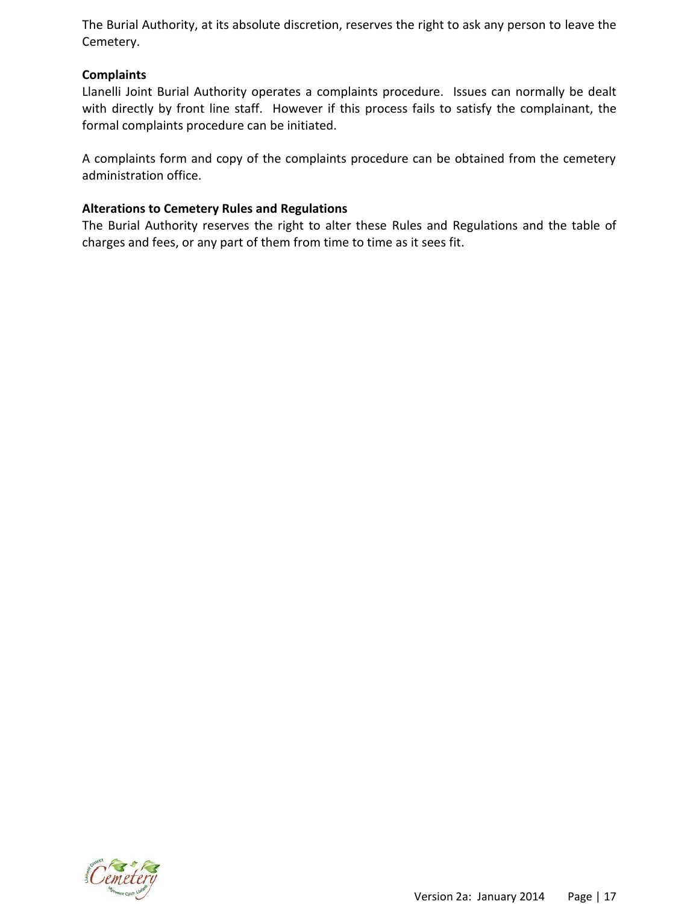The Burial Authority, at its absolute discretion, reserves the right to ask any person to leave the Cemetery.

**Complaints**

Llanelli Joint Burial Authority operates a complaints procedure. Issues can normally be dealt with directly by front line staff. However if this process fails to satisfy the complainant, the formal complaints procedure can be initiated.

A complaints form and copy of the complaints procedure can be obtained from the cemetery administration office.

**Alterations to Cemetery Rules and Regulations**

The Burial Authority reserves the right to alter these Rules and Regulations and the table of charges and fees, or any part of them from time to time as it sees fit.